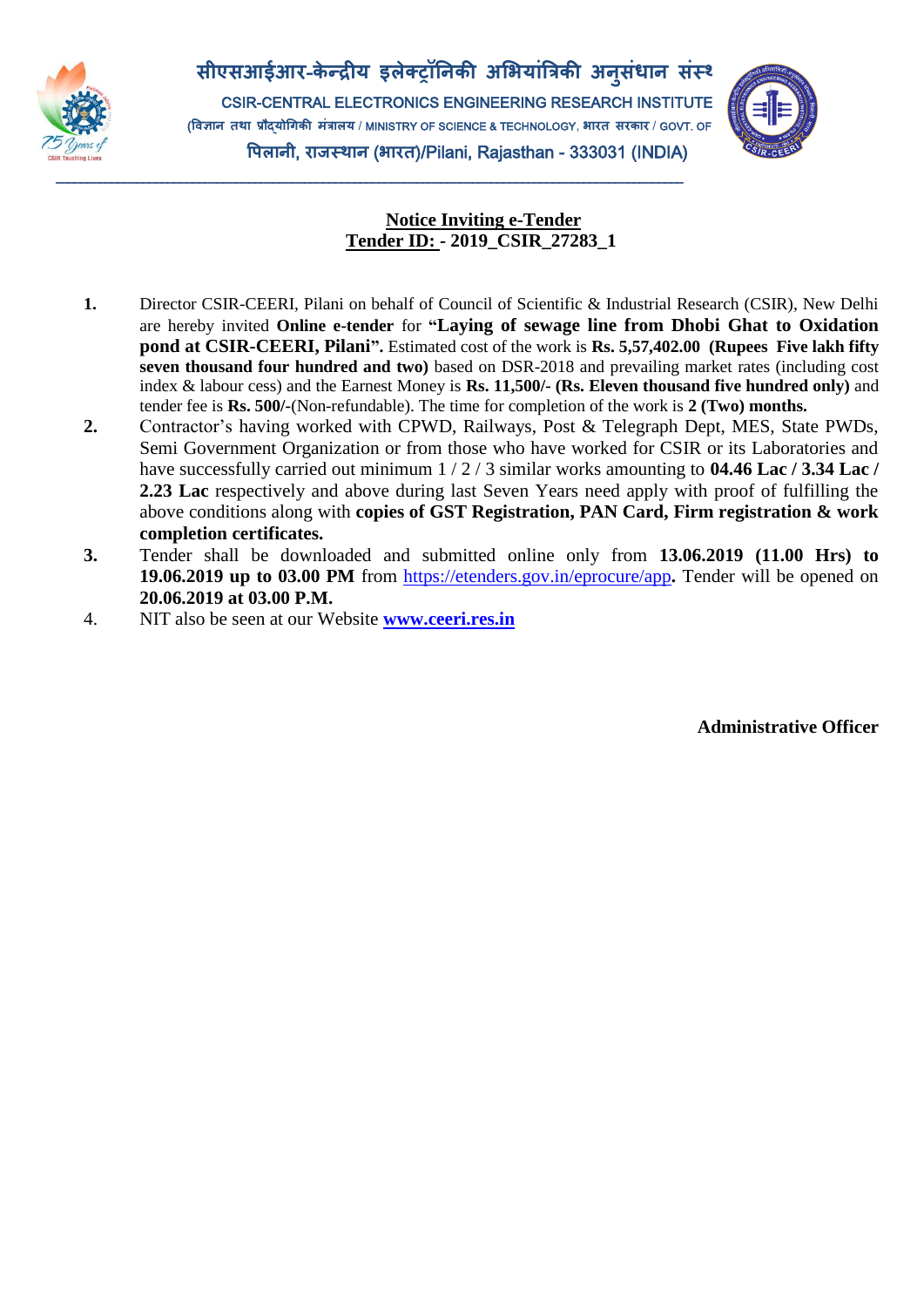सीएसआईआर-केन्द्रीय इलेक्ट्रॉनिकी अभियांत्रिकी अनुसंधान संस्थ

CSIR-CENTRAL ELECTRONICS ENGINEERING RESEARCH INSTITUTE

(विज्ञान तथा प्रौद्योगिकी मंत्रालय / MINISTRY OF SCIENCE & TECHNOLOGY, भारत सरकार / GOVT. OF

पिलानी, राजस्थान (भारत)/Pilani, Rajasthan - 333031 (INDIA)

## Notice Inviting e-Tender
## Tender ID: - 2019_CSIR_27283_1

1. Director CSIR-CEERI, Pilani on behalf of Council of Scientific & Industrial Research (CSIR), New Delhi are hereby invited **Online e-tender** for **"Laying of sewage line from Dhobi Ghat to Oxidation pond at CSIR-CEERI, Pilani".** Estimated cost of the work is **Rs. 5,57,402.00 (Rupees Five lakh fifty seven thousand four hundred and two)** based on DSR-2018 and prevailing market rates (including cost index & labour cess) and the Earnest Money is **Rs. 11,500/- (Rs. Eleven thousand five hundred only)** and tender fee is **Rs. 500/-**(Non-refundable). The time for completion of the work is **2 (Two) months.**
2. Contractor's having worked with CPWD, Railways, Post & Telegraph Dept, MES, State PWDs, Semi Government Organization or from those who have worked for CSIR or its Laboratories and have successfully carried out minimum 1 / 2 / 3 similar works amounting to **04.46 Lac / 3.34 Lac / 2.23 Lac** respectively and above during last Seven Years need apply with proof of fulfilling the above conditions along with **copies of GST Registration, PAN Card, Firm registration & work completion certificates.**
3. Tender shall be downloaded and submitted online only from **13.06.2019 (11.00 Hrs) to 19.06.2019 up to 03.00 PM** from https://etenders.gov.in/eprocure/app**.** Tender will be opened on **20.06.2019 at 03.00 P.M.**
4. NIT also be seen at our Website **www.ceeri.res.in**

**Administrative Officer**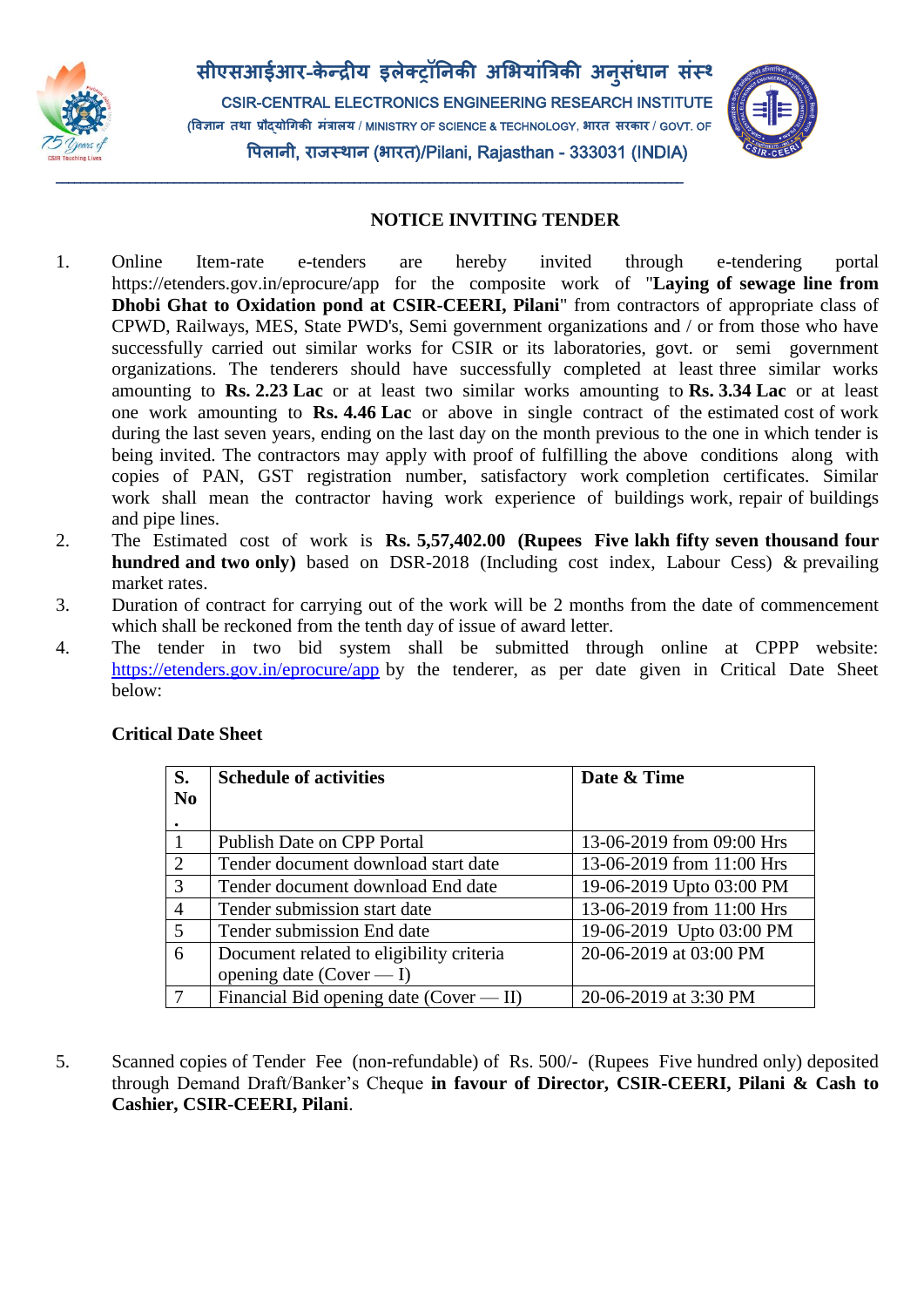सीएसआईआर-केन्द्रीय इलेक्ट्रॉनिकी अभियांत्रिकी अनुसंधान संस्थ

CSIR-CENTRAL ELECTRONICS ENGINEERING RESEARCH INSTITUTE

(विज्ञान तथा प्रौद्योगिकी मंत्रालय / MINISTRY OF SCIENCE & TECHNOLOGY, भारत सरकार / GOVT. OF

पिलानी, राजस्थान (भारत)/Pilani, Rajasthan - 333031 (INDIA)

## NOTICE INVITING TENDER

1. Online Item-rate e-tenders are hereby invited through e-tendering portal https://etenders.gov.in/eprocure/app for the composite work of "**Laying of sewage line from Dhobi Ghat to Oxidation pond at CSIR-CEERI, Pilani**" from contractors of appropriate class of CPWD, Railways, MES, State PWD's, Semi government organizations and / or from those who have successfully carried out similar works for CSIR or its laboratories, govt. or semi government organizations. The tenderers should have successfully completed at least three similar works amounting to **Rs. 2.23 Lac** or at least two similar works amounting to **Rs. 3.34 Lac** or at least one work amounting to **Rs. 4.46 Lac** or above in single contract of the estimated cost of work during the last seven years, ending on the last day on the month previous to the one in which tender is being invited. The contractors may apply with proof of fulfilling the above conditions along with copies of PAN, GST registration number, satisfactory work completion certificates. Similar work shall mean the contractor having work experience of buildings work, repair of buildings and pipe lines.
2. The Estimated cost of work is **Rs. 5,57,402.00 (Rupees Five lakh fifty seven thousand four hundred and two only)** based on DSR-2018 (Including cost index, Labour Cess) & prevailing market rates.
3. Duration of contract for carrying out of the work will be 2 months from the date of commencement which shall be reckoned from the tenth day of issue of award letter.
4. The tender in two bid system shall be submitted through online at CPPP website: https://etenders.gov.in/eprocure/app by the tenderer, as per date given in Critical Date Sheet below:

**Critical Date Sheet**

| S. No. | Schedule of activities | Date & Time |
|---|---|---|
| 1 | Publish Date on CPP Portal | 13-06-2019 from 09:00 Hrs |
| 2 | Tender document download start date | 13-06-2019 from 11:00 Hrs |
| 3 | Tender document download End date | 19-06-2019 Upto 03:00 PM |
| 4 | Tender submission start date | 13-06-2019 from 11:00 Hrs |
| 5 | Tender submission End date | 19-06-2019 Upto 03:00 PM |
| 6 | Document related to eligibility criteria opening date (Cover — I) | 20-06-2019 at 03:00 PM |
| 7 | Financial Bid opening date (Cover — II) | 20-06-2019 at 3:30 PM |

5. Scanned copies of Tender Fee (non-refundable) of Rs. 500/- (Rupees Five hundred only) deposited through Demand Draft/Banker's Cheque **in favour of Director, CSIR-CEERI, Pilani & Cash to Cashier, CSIR-CEERI, Pilani**.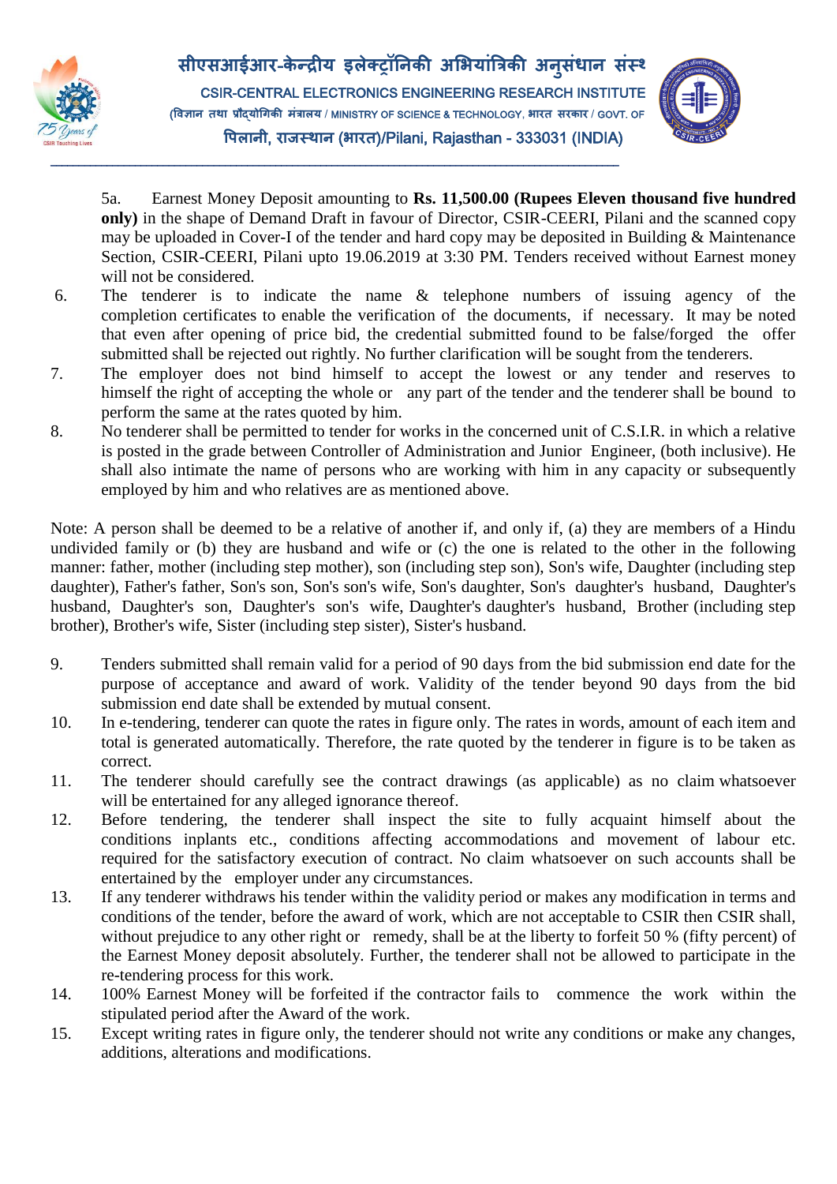5a. Earnest Money Deposit amounting to **Rs. 11,500.00 (Rupees Eleven thousand five hundred only)** in the shape of Demand Draft in favour of Director, CSIR-CEERI, Pilani and the scanned copy may be uploaded in Cover-I of the tender and hard copy may be deposited in Building & Maintenance Section, CSIR-CEERI, Pilani upto 19.06.2019 at 3:30 PM. Tenders received without Earnest money will not be considered.

6. The tenderer is to indicate the name & telephone numbers of issuing agency of the completion certificates to enable the verification of the documents, if necessary. It may be noted that even after opening of price bid, the credential submitted found to be false/forged the offer submitted shall be rejected out rightly. No further clarification will be sought from the tenderers.

7. The employer does not bind himself to accept the lowest or any tender and reserves to himself the right of accepting the whole or any part of the tender and the tenderer shall be bound to perform the same at the rates quoted by him.

8. No tenderer shall be permitted to tender for works in the concerned unit of C.S.I.R. in which a relative is posted in the grade between Controller of Administration and Junior Engineer, (both inclusive). He shall also intimate the name of persons who are working with him in any capacity or subsequently employed by him and who relatives are as mentioned above.

Note: A person shall be deemed to be a relative of another if, and only if, (a) they are members of a Hindu undivided family or (b) they are husband and wife or (c) the one is related to the other in the following manner: father, mother (including step mother), son (including step son), Son's wife, Daughter (including step daughter), Father's father, Son's son, Son's son's wife, Son's daughter, Son's daughter's husband, Daughter's husband, Daughter's son, Daughter's son's wife, Daughter's daughter's husband, Brother (including step brother), Brother's wife, Sister (including step sister), Sister's husband.

9. Tenders submitted shall remain valid for a period of 90 days from the bid submission end date for the purpose of acceptance and award of work. Validity of the tender beyond 90 days from the bid submission end date shall be extended by mutual consent.

10. In e-tendering, tenderer can quote the rates in figure only. The rates in words, amount of each item and total is generated automatically. Therefore, the rate quoted by the tenderer in figure is to be taken as correct.

11. The tenderer should carefully see the contract drawings (as applicable) as no claim whatsoever will be entertained for any alleged ignorance thereof.

12. Before tendering, the tenderer shall inspect the site to fully acquaint himself about the conditions inplants etc., conditions affecting accommodations and movement of labour etc. required for the satisfactory execution of contract. No claim whatsoever on such accounts shall be entertained by the employer under any circumstances.

13. If any tenderer withdraws his tender within the validity period or makes any modification in terms and conditions of the tender, before the award of work, which are not acceptable to CSIR then CSIR shall, without prejudice to any other right or remedy, shall be at the liberty to forfeit 50 % (fifty percent) of the Earnest Money deposit absolutely. Further, the tenderer shall not be allowed to participate in the re-tendering process for this work.

14. 100% Earnest Money will be forfeited if the contractor fails to commence the work within the stipulated period after the Award of the work.

15. Except writing rates in figure only, the tenderer should not write any conditions or make any changes, additions, alterations and modifications.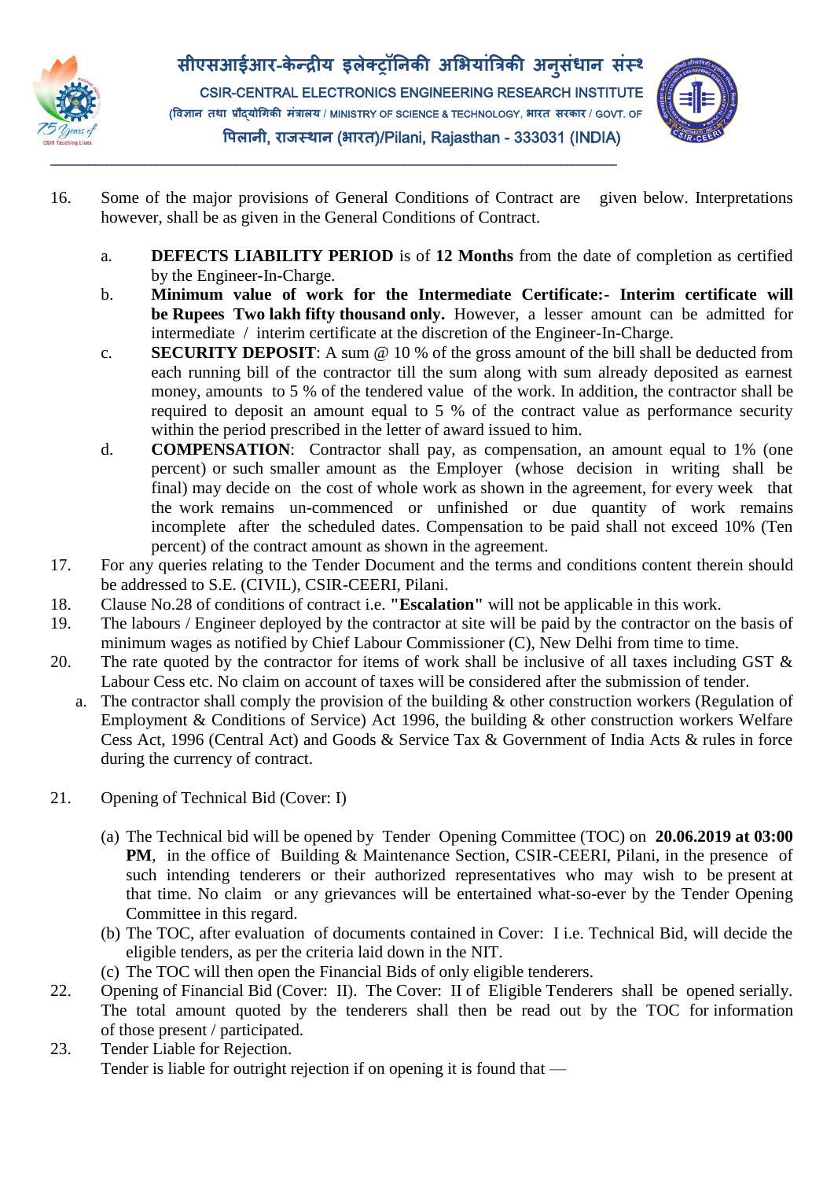16. Some of the major provisions of General Conditions of Contract are given below. Interpretations however, shall be as given in the General Conditions of Contract.

    a. **DEFECTS LIABILITY PERIOD** is of **12 Months** from the date of completion as certified by the Engineer-In-Charge.
    b. **Minimum value of work for the Intermediate Certificate:- Interim certificate will be Rupees Two lakh fifty thousand only.** However, a lesser amount can be admitted for intermediate / interim certificate at the discretion of the Engineer-In-Charge.
    c. **SECURITY DEPOSIT**: A sum @ 10 % of the gross amount of the bill shall be deducted from each running bill of the contractor till the sum along with sum already deposited as earnest money, amounts to 5 % of the tendered value of the work. In addition, the contractor shall be required to deposit an amount equal to 5 % of the contract value as performance security within the period prescribed in the letter of award issued to him.
    d. **COMPENSATION**: Contractor shall pay, as compensation, an amount equal to 1% (one percent) or such smaller amount as the Employer (whose decision in writing shall be final) may decide on the cost of whole work as shown in the agreement, for every week that the work remains un-commenced or unfinished or due quantity of work remains incomplete after the scheduled dates. Compensation to be paid shall not exceed 10% (Ten percent) of the contract amount as shown in the agreement.

17. For any queries relating to the Tender Document and the terms and conditions content therein should be addressed to S.E. (CIVIL), CSIR-CEERI, Pilani.
18. Clause No.28 of conditions of contract i.e. **"Escalation"** will not be applicable in this work.
19. The labours / Engineer deployed by the contractor at site will be paid by the contractor on the basis of minimum wages as notified by Chief Labour Commissioner (C), New Delhi from time to time.
20. The rate quoted by the contractor for items of work shall be inclusive of all taxes including GST & Labour Cess etc. No claim on account of taxes will be considered after the submission of tender.
    a. The contractor shall comply the provision of the building & other construction workers (Regulation of Employment & Conditions of Service) Act 1996, the building & other construction workers Welfare Cess Act, 1996 (Central Act) and Goods & Service Tax & Government of India Acts & rules in force during the currency of contract.

21. Opening of Technical Bid (Cover: I)

    (a) The Technical bid will be opened by Tender Opening Committee (TOC) on **20.06.2019 at 03:00 PM**, in the office of Building & Maintenance Section, CSIR-CEERI, Pilani, in the presence of such intending tenderers or their authorized representatives who may wish to be present at that time. No claim or any grievances will be entertained what-so-ever by the Tender Opening Committee in this regard.
    (b) The TOC, after evaluation of documents contained in Cover: I i.e. Technical Bid, will decide the eligible tenders, as per the criteria laid down in the NIT.
    (c) The TOC will then open the Financial Bids of only eligible tenderers.

22. Opening of Financial Bid (Cover: II). The Cover: II of Eligible Tenderers shall be opened serially. The total amount quoted by the tenderers shall then be read out by the TOC for information of those present / participated.
23. Tender Liable for Rejection.
    Tender is liable for outright rejection if on opening it is found that —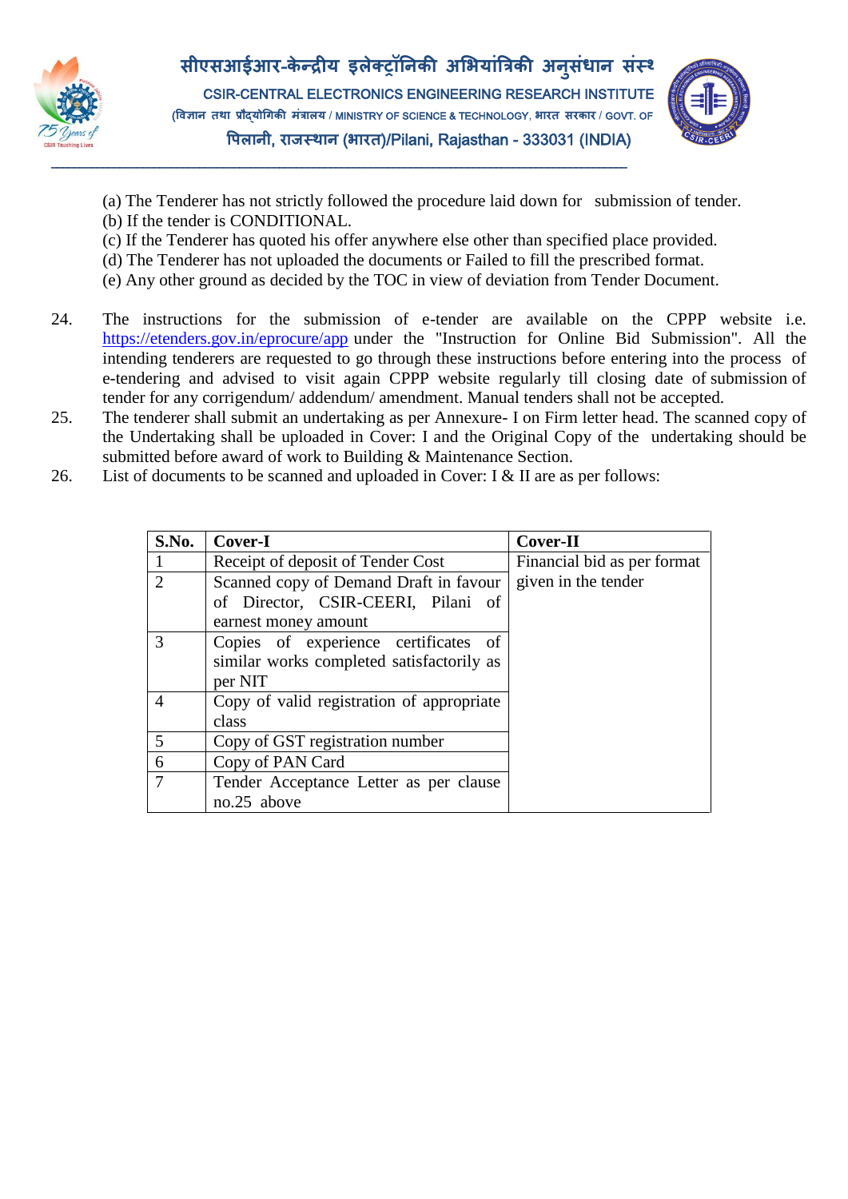(a) The Tenderer has not strictly followed the procedure laid down for submission of tender.
(b) If the tender is CONDITIONAL.
(c) If the Tenderer has quoted his offer anywhere else other than specified place provided.
(d) The Tenderer has not uploaded the documents or Failed to fill the prescribed format.
(e) Any other ground as decided by the TOC in view of deviation from Tender Document.

24. The instructions for the submission of e-tender are available on the CPPP website i.e. https://etenders.gov.in/eprocure/app under the "Instruction for Online Bid Submission". All the intending tenderers are requested to go through these instructions before entering into the process of e-tendering and advised to visit again CPPP website regularly till closing date of submission of tender for any corrigendum/ addendum/ amendment. Manual tenders shall not be accepted.
25. The tenderer shall submit an undertaking as per Annexure- I on Firm letter head. The scanned copy of the Undertaking shall be uploaded in Cover: I and the Original Copy of the undertaking should be submitted before award of work to Building & Maintenance Section.
26. List of documents to be scanned and uploaded in Cover: I & II are as per follows:

| S.No. | Cover-I | Cover-II |
|---|---|---|
| 1 | Receipt of deposit of Tender Cost | Financial bid as per format given in the tender |
| 2 | Scanned copy of Demand Draft in favour of Director, CSIR-CEERI, Pilani of earnest money amount | |
| 3 | Copies of experience certificates of similar works completed satisfactorily as per NIT | |
| 4 | Copy of valid registration of appropriate class | |
| 5 | Copy of GST registration number | |
| 6 | Copy of PAN Card | |
| 7 | Tender Acceptance Letter as per clause no.25 above | |